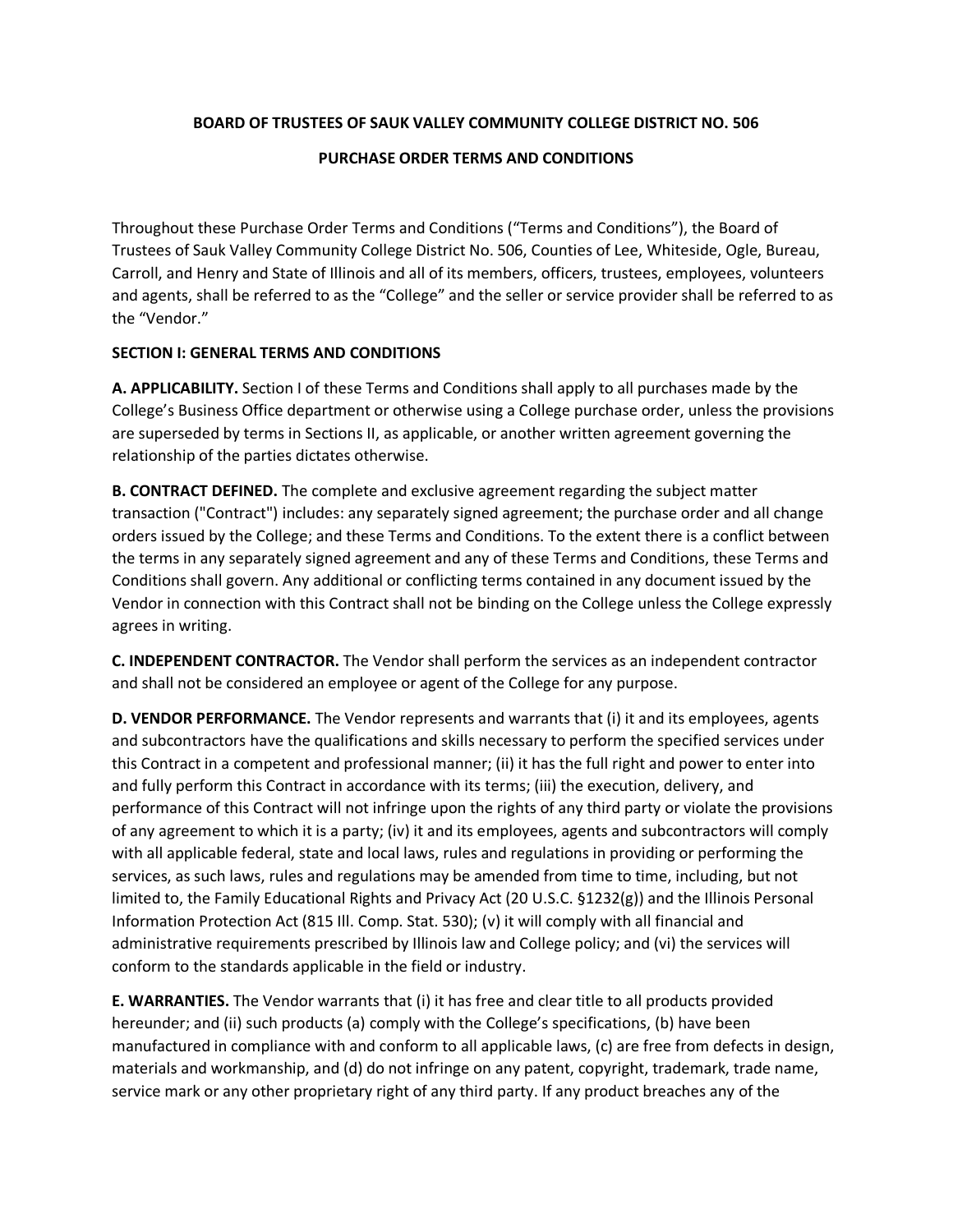**BOARD OF TRUSTEES OF SAUK VALLEY COMMUNITY COLLEGE DISTRICT NO. 506**

**PURCHASE ORDER TERMS AND CONDITIONS**

Throughout these Purchase Order Terms and Conditions ("Terms and Conditions"), the Board of Trustees of Sauk Valley Community College District No. 506, Counties of Lee, Whiteside, Ogle, Bureau, Carroll, and Henry and State of Illinois and all of its members, officers, trustees, employees, volunteers and agents, shall be referred to as the "College" and the seller or service provider shall be referred to as the "Vendor."

**SECTION I: GENERAL TERMS AND CONDITIONS**

**A. APPLICABILITY.** Section I of these Terms and Conditions shall apply to all purchases made by the College's Business Office department or otherwise using a College purchase order, unless the provisions are superseded by terms in Sections II, as applicable, or another written agreement governing the relationship of the parties dictates otherwise.

**B. CONTRACT DEFINED.** The complete and exclusive agreement regarding the subject matter transaction ("Contract") includes: any separately signed agreement; the purchase order and all change orders issued by the College; and these Terms and Conditions. To the extent there is a conflict between the terms in any separately signed agreement and any of these Terms and Conditions, these Terms and Conditions shall govern. Any additional or conflicting terms contained in any document issued by the Vendor in connection with this Contract shall not be binding on the College unless the College expressly agrees in writing.

**C. INDEPENDENT CONTRACTOR.** The Vendor shall perform the services as an independent contractor and shall not be considered an employee or agent of the College for any purpose.

**D. VENDOR PERFORMANCE.** The Vendor represents and warrants that (i) it and its employees, agents and subcontractors have the qualifications and skills necessary to perform the specified services under this Contract in a competent and professional manner; (ii) it has the full right and power to enter into and fully perform this Contract in accordance with its terms; (iii) the execution, delivery, and performance of this Contract will not infringe upon the rights of any third party or violate the provisions of any agreement to which it is a party; (iv) it and its employees, agents and subcontractors will comply with all applicable federal, state and local laws, rules and regulations in providing or performing the services, as such laws, rules and regulations may be amended from time to time, including, but not limited to, the Family Educational Rights and Privacy Act (20 U.S.C. §1232(g)) and the Illinois Personal Information Protection Act (815 Ill. Comp. Stat. 530); (v) it will comply with all financial and administrative requirements prescribed by Illinois law and College policy; and (vi) the services will conform to the standards applicable in the field or industry.

**E. WARRANTIES.** The Vendor warrants that (i) it has free and clear title to all products provided hereunder; and (ii) such products (a) comply with the College's specifications, (b) have been manufactured in compliance with and conform to all applicable laws, (c) are free from defects in design, materials and workmanship, and (d) do not infringe on any patent, copyright, trademark, trade name, service mark or any other proprietary right of any third party. If any product breaches any of the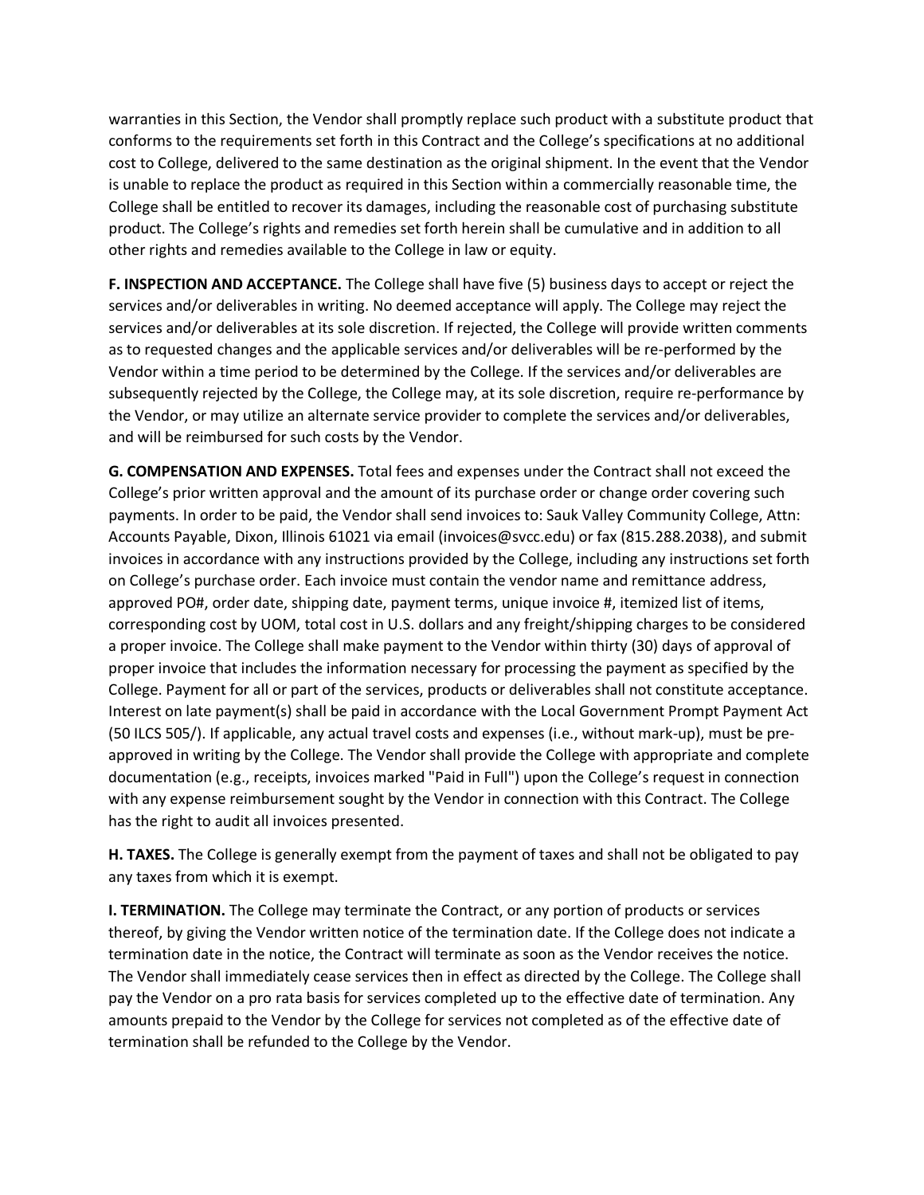warranties in this Section, the Vendor shall promptly replace such product with a substitute product that conforms to the requirements set forth in this Contract and the College's specifications at no additional cost to College, delivered to the same destination as the original shipment. In the event that the Vendor is unable to replace the product as required in this Section within a commercially reasonable time, the College shall be entitled to recover its damages, including the reasonable cost of purchasing substitute product. The College's rights and remedies set forth herein shall be cumulative and in addition to all other rights and remedies available to the College in law or equity.

**F. INSPECTION AND ACCEPTANCE.** The College shall have five (5) business days to accept or reject the services and/or deliverables in writing. No deemed acceptance will apply. The College may reject the services and/or deliverables at its sole discretion. If rejected, the College will provide written comments as to requested changes and the applicable services and/or deliverables will be re-performed by the Vendor within a time period to be determined by the College. If the services and/or deliverables are subsequently rejected by the College, the College may, at its sole discretion, require re-performance by the Vendor, or may utilize an alternate service provider to complete the services and/or deliverables, and will be reimbursed for such costs by the Vendor.

**G. COMPENSATION AND EXPENSES.** Total fees and expenses under the Contract shall not exceed the College's prior written approval and the amount of its purchase order or change order covering such payments. In order to be paid, the Vendor shall send invoices to: Sauk Valley Community College, Attn: Accounts Payable, Dixon, Illinois 61021 via email (invoices@svcc.edu) or fax (815.288.2038), and submit invoices in accordance with any instructions provided by the College, including any instructions set forth on College's purchase order. Each invoice must contain the vendor name and remittance address, approved PO#, order date, shipping date, payment terms, unique invoice #, itemized list of items, corresponding cost by UOM, total cost in U.S. dollars and any freight/shipping charges to be considered a proper invoice. The College shall make payment to the Vendor within thirty (30) days of approval of proper invoice that includes the information necessary for processing the payment as specified by the College. Payment for all or part of the services, products or deliverables shall not constitute acceptance. Interest on late payment(s) shall be paid in accordance with the Local Government Prompt Payment Act (50 ILCS 505/). If applicable, any actual travel costs and expenses (i.e., without mark-up), must be pre-approved in writing by the College. The Vendor shall provide the College with appropriate and complete documentation (e.g., receipts, invoices marked "Paid in Full") upon the College's request in connection with any expense reimbursement sought by the Vendor in connection with this Contract. The College has the right to audit all invoices presented.

**H. TAXES.** The College is generally exempt from the payment of taxes and shall not be obligated to pay any taxes from which it is exempt.

**I. TERMINATION.** The College may terminate the Contract, or any portion of products or services thereof, by giving the Vendor written notice of the termination date. If the College does not indicate a termination date in the notice, the Contract will terminate as soon as the Vendor receives the notice. The Vendor shall immediately cease services then in effect as directed by the College. The College shall pay the Vendor on a pro rata basis for services completed up to the effective date of termination. Any amounts prepaid to the Vendor by the College for services not completed as of the effective date of termination shall be refunded to the College by the Vendor.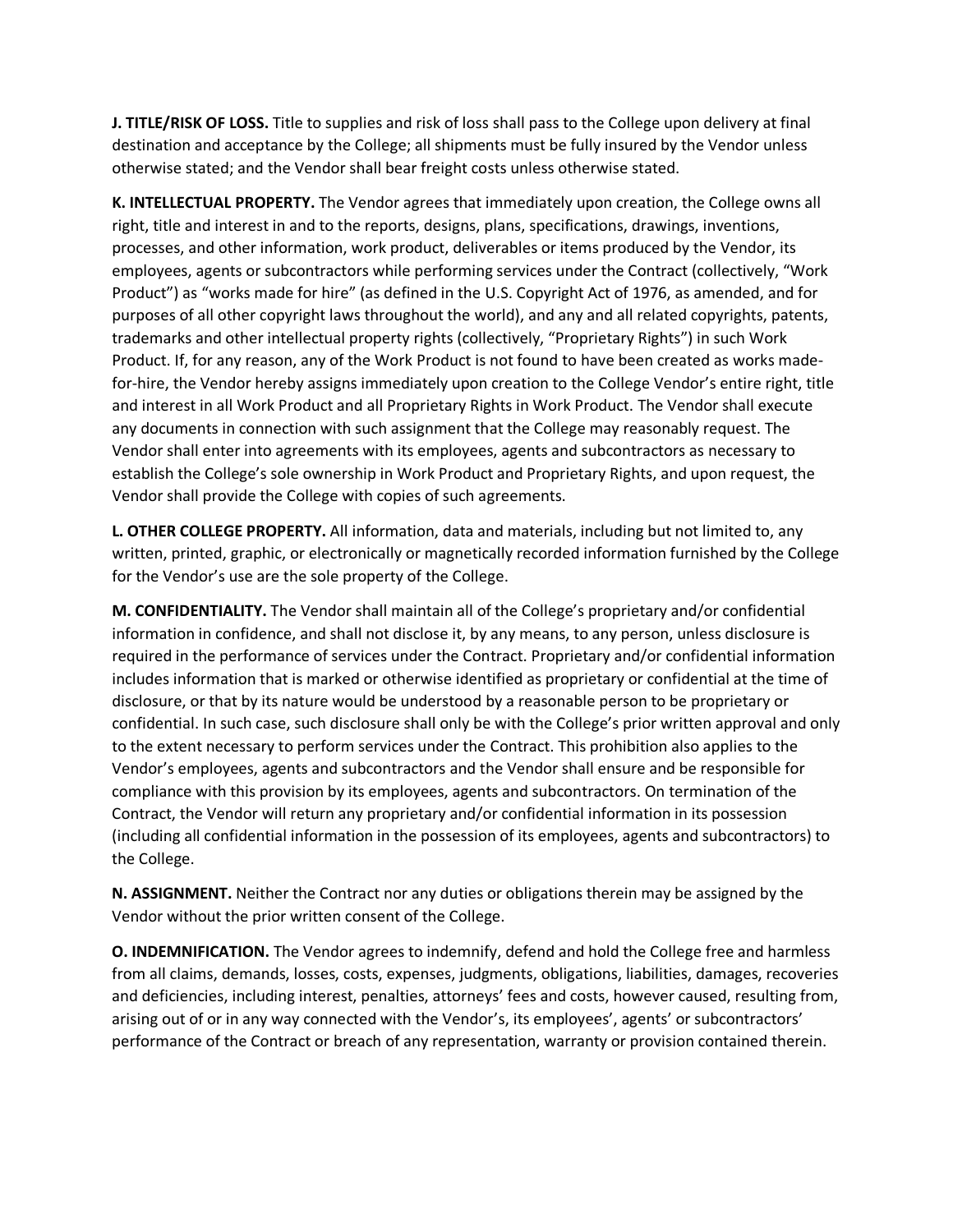**J. TITLE/RISK OF LOSS.** Title to supplies and risk of loss shall pass to the College upon delivery at final destination and acceptance by the College; all shipments must be fully insured by the Vendor unless otherwise stated; and the Vendor shall bear freight costs unless otherwise stated.

**K. INTELLECTUAL PROPERTY.** The Vendor agrees that immediately upon creation, the College owns all right, title and interest in and to the reports, designs, plans, specifications, drawings, inventions, processes, and other information, work product, deliverables or items produced by the Vendor, its employees, agents or subcontractors while performing services under the Contract (collectively, "Work Product") as "works made for hire" (as defined in the U.S. Copyright Act of 1976, as amended, and for purposes of all other copyright laws throughout the world), and any and all related copyrights, patents, trademarks and other intellectual property rights (collectively, "Proprietary Rights") in such Work Product. If, for any reason, any of the Work Product is not found to have been created as works made-for-hire, the Vendor hereby assigns immediately upon creation to the College Vendor's entire right, title and interest in all Work Product and all Proprietary Rights in Work Product. The Vendor shall execute any documents in connection with such assignment that the College may reasonably request. The Vendor shall enter into agreements with its employees, agents and subcontractors as necessary to establish the College's sole ownership in Work Product and Proprietary Rights, and upon request, the Vendor shall provide the College with copies of such agreements.

**L. OTHER COLLEGE PROPERTY.** All information, data and materials, including but not limited to, any written, printed, graphic, or electronically or magnetically recorded information furnished by the College for the Vendor's use are the sole property of the College.

**M. CONFIDENTIALITY.** The Vendor shall maintain all of the College's proprietary and/or confidential information in confidence, and shall not disclose it, by any means, to any person, unless disclosure is required in the performance of services under the Contract. Proprietary and/or confidential information includes information that is marked or otherwise identified as proprietary or confidential at the time of disclosure, or that by its nature would be understood by a reasonable person to be proprietary or confidential. In such case, such disclosure shall only be with the College's prior written approval and only to the extent necessary to perform services under the Contract. This prohibition also applies to the Vendor's employees, agents and subcontractors and the Vendor shall ensure and be responsible for compliance with this provision by its employees, agents and subcontractors. On termination of the Contract, the Vendor will return any proprietary and/or confidential information in its possession (including all confidential information in the possession of its employees, agents and subcontractors) to the College.

**N. ASSIGNMENT.** Neither the Contract nor any duties or obligations therein may be assigned by the Vendor without the prior written consent of the College.

**O. INDEMNIFICATION.** The Vendor agrees to indemnify, defend and hold the College free and harmless from all claims, demands, losses, costs, expenses, judgments, obligations, liabilities, damages, recoveries and deficiencies, including interest, penalties, attorneys' fees and costs, however caused, resulting from, arising out of or in any way connected with the Vendor's, its employees', agents' or subcontractors' performance of the Contract or breach of any representation, warranty or provision contained therein.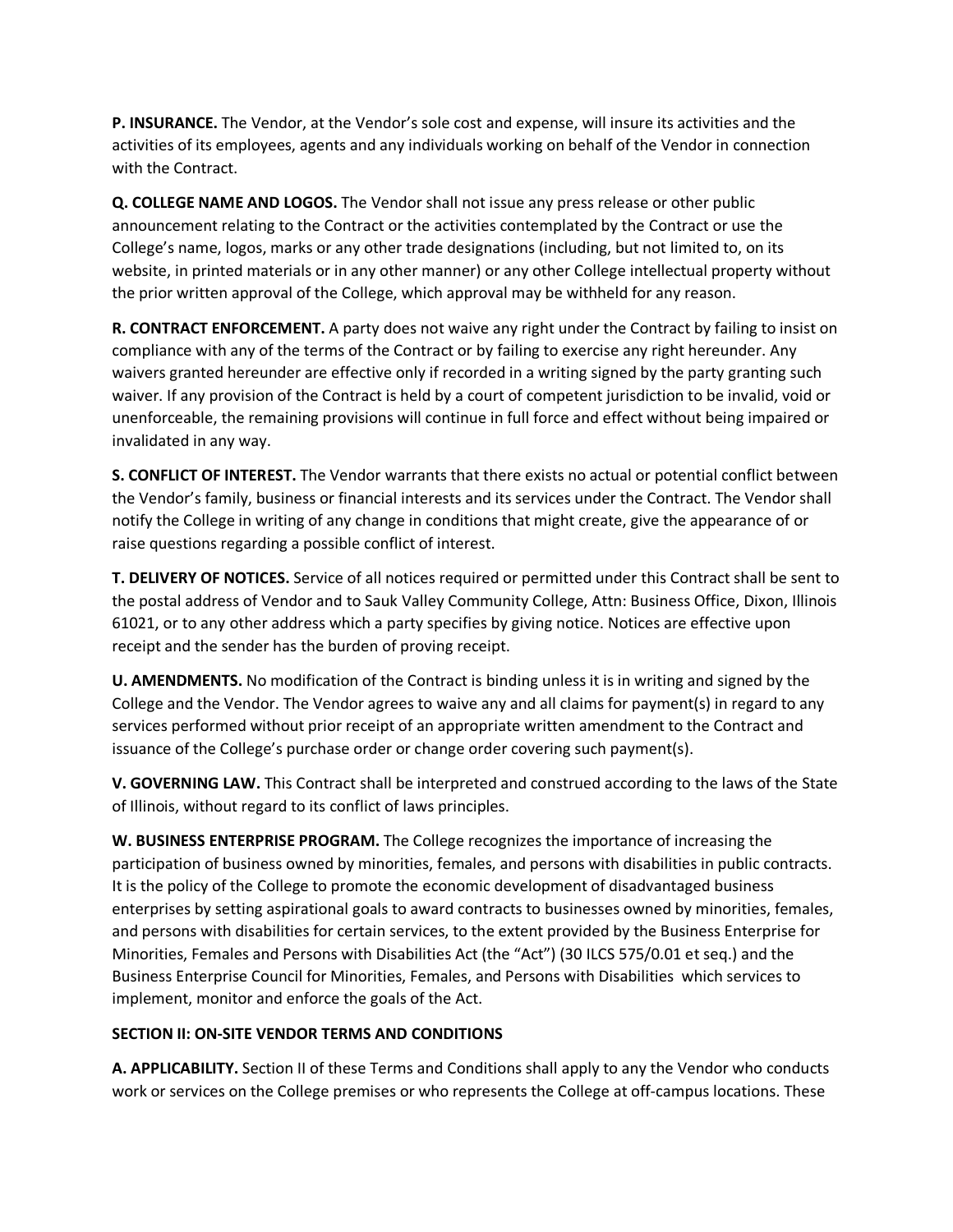**P. INSURANCE.** The Vendor, at the Vendor's sole cost and expense, will insure its activities and the activities of its employees, agents and any individuals working on behalf of the Vendor in connection with the Contract.

**Q. COLLEGE NAME AND LOGOS.** The Vendor shall not issue any press release or other public announcement relating to the Contract or the activities contemplated by the Contract or use the College's name, logos, marks or any other trade designations (including, but not limited to, on its website, in printed materials or in any other manner) or any other College intellectual property without the prior written approval of the College, which approval may be withheld for any reason.

**R. CONTRACT ENFORCEMENT.** A party does not waive any right under the Contract by failing to insist on compliance with any of the terms of the Contract or by failing to exercise any right hereunder. Any waivers granted hereunder are effective only if recorded in a writing signed by the party granting such waiver. If any provision of the Contract is held by a court of competent jurisdiction to be invalid, void or unenforceable, the remaining provisions will continue in full force and effect without being impaired or invalidated in any way.

**S. CONFLICT OF INTEREST.** The Vendor warrants that there exists no actual or potential conflict between the Vendor's family, business or financial interests and its services under the Contract. The Vendor shall notify the College in writing of any change in conditions that might create, give the appearance of or raise questions regarding a possible conflict of interest.

**T. DELIVERY OF NOTICES.** Service of all notices required or permitted under this Contract shall be sent to the postal address of Vendor and to Sauk Valley Community College, Attn: Business Office, Dixon, Illinois 61021, or to any other address which a party specifies by giving notice. Notices are effective upon receipt and the sender has the burden of proving receipt.

**U. AMENDMENTS.** No modification of the Contract is binding unless it is in writing and signed by the College and the Vendor. The Vendor agrees to waive any and all claims for payment(s) in regard to any services performed without prior receipt of an appropriate written amendment to the Contract and issuance of the College's purchase order or change order covering such payment(s).

**V. GOVERNING LAW.** This Contract shall be interpreted and construed according to the laws of the State of Illinois, without regard to its conflict of laws principles.

**W. BUSINESS ENTERPRISE PROGRAM.** The College recognizes the importance of increasing the participation of business owned by minorities, females, and persons with disabilities in public contracts. It is the policy of the College to promote the economic development of disadvantaged business enterprises by setting aspirational goals to award contracts to businesses owned by minorities, females, and persons with disabilities for certain services, to the extent provided by the Business Enterprise for Minorities, Females and Persons with Disabilities Act (the "Act") (30 ILCS 575/0.01 et seq.) and the Business Enterprise Council for Minorities, Females, and Persons with Disabilities which services to implement, monitor and enforce the goals of the Act.

**SECTION II: ON-SITE VENDOR TERMS AND CONDITIONS**

**A. APPLICABILITY.** Section II of these Terms and Conditions shall apply to any the Vendor who conducts work or services on the College premises or who represents the College at off-campus locations. These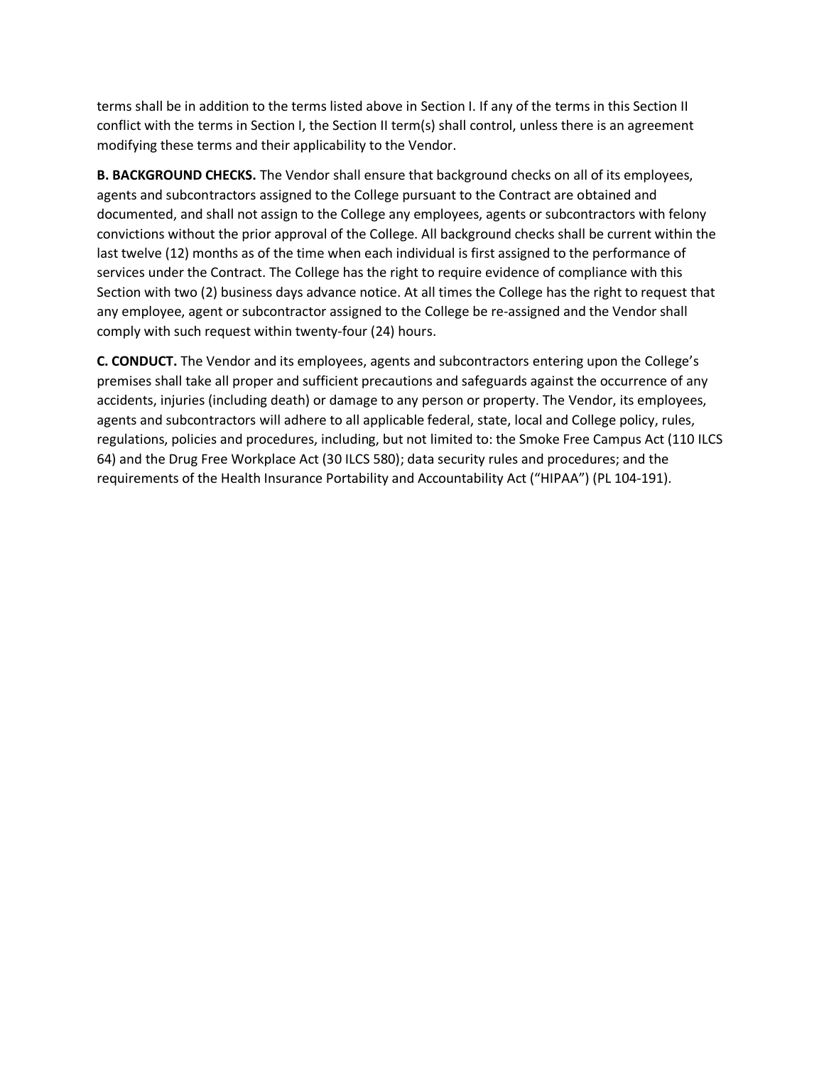terms shall be in addition to the terms listed above in Section I. If any of the terms in this Section II conflict with the terms in Section I, the Section II term(s) shall control, unless there is an agreement modifying these terms and their applicability to the Vendor.

**B. BACKGROUND CHECKS.** The Vendor shall ensure that background checks on all of its employees, agents and subcontractors assigned to the College pursuant to the Contract are obtained and documented, and shall not assign to the College any employees, agents or subcontractors with felony convictions without the prior approval of the College. All background checks shall be current within the last twelve (12) months as of the time when each individual is first assigned to the performance of services under the Contract. The College has the right to require evidence of compliance with this Section with two (2) business days advance notice. At all times the College has the right to request that any employee, agent or subcontractor assigned to the College be re-assigned and the Vendor shall comply with such request within twenty-four (24) hours.

**C. CONDUCT.** The Vendor and its employees, agents and subcontractors entering upon the College's premises shall take all proper and sufficient precautions and safeguards against the occurrence of any accidents, injuries (including death) or damage to any person or property. The Vendor, its employees, agents and subcontractors will adhere to all applicable federal, state, local and College policy, rules, regulations, policies and procedures, including, but not limited to: the Smoke Free Campus Act (110 ILCS 64) and the Drug Free Workplace Act (30 ILCS 580); data security rules and procedures; and the requirements of the Health Insurance Portability and Accountability Act ("HIPAA") (PL 104-191).